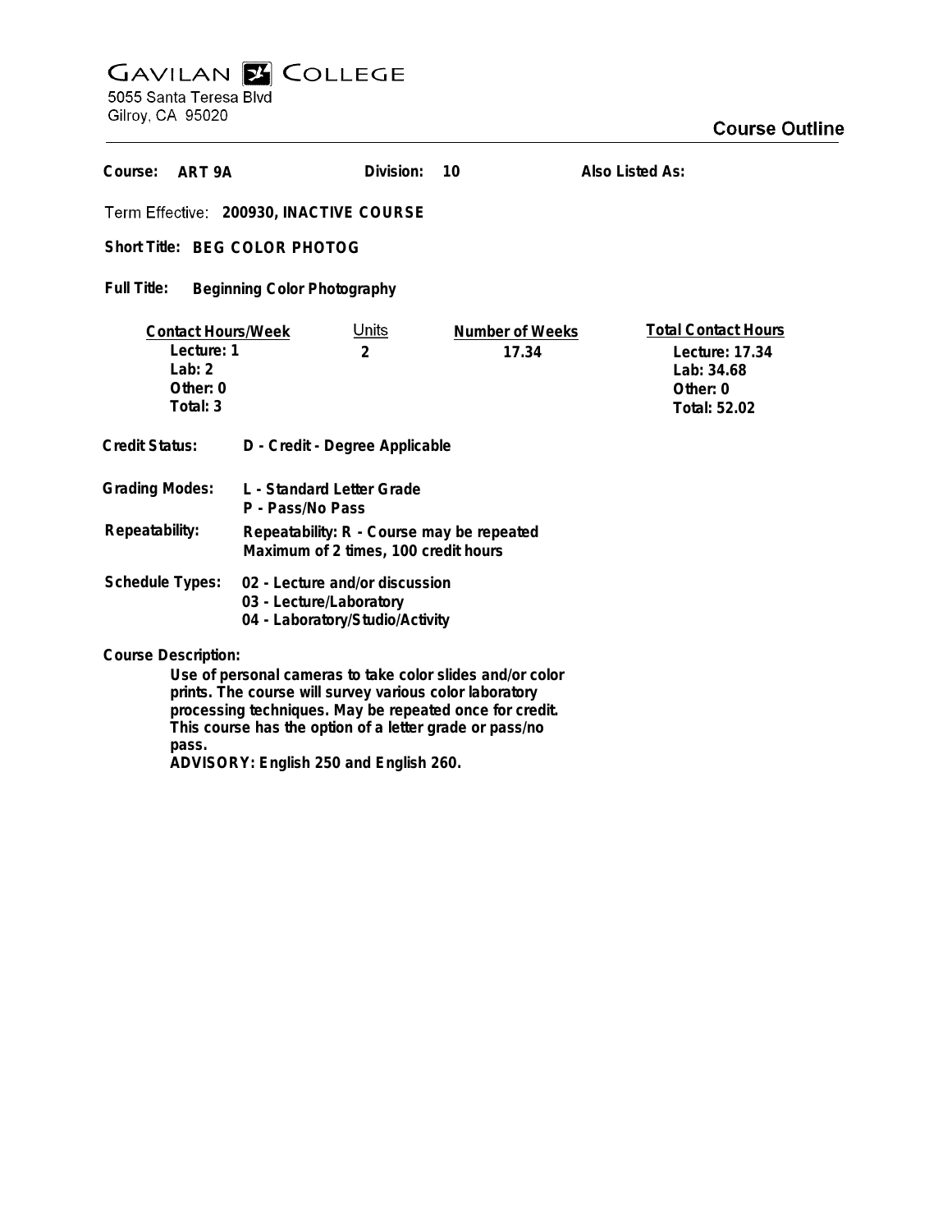# GAVILAN COLLEGE

5055 Santa Teresa Blvd
Gilroy, CA 95020

## Course Outline

**Course:** ART 9A **Division:** 10 **Also Listed As:**

**Term Effective:** 200930, INACTIVE COURSE

**Short Title:** BEG COLOR PHOTOG

**Full Title:** Beginning Color Photography

| Contact Hours/Week | Units | Number of Weeks | Total Contact Hours |
|---|---|---|---|
| Lecture: 1 | 2 | 17.34 | Lecture: 17.34 |
| Lab: 2 | | | Lab: 34.68 |
| Other: 0 | | | Other: 0 |
| Total: 3 | | | Total: 52.02 |

**Credit Status:** D - Credit - Degree Applicable

**Grading Modes:** L - Standard Letter Grade
P - Pass/No Pass

**Repeatability:** Repeatability: R - Course may be repeated
Maximum of 2 times, 100 credit hours

**Schedule Types:** 02 - Lecture and/or discussion
03 - Lecture/Laboratory
04 - Laboratory/Studio/Activity

**Course Description:**

Use of personal cameras to take color slides and/or color prints. The course will survey various color laboratory processing techniques. May be repeated once for credit. This course has the option of a letter grade or pass/no pass.

ADVISORY: English 250 and English 260.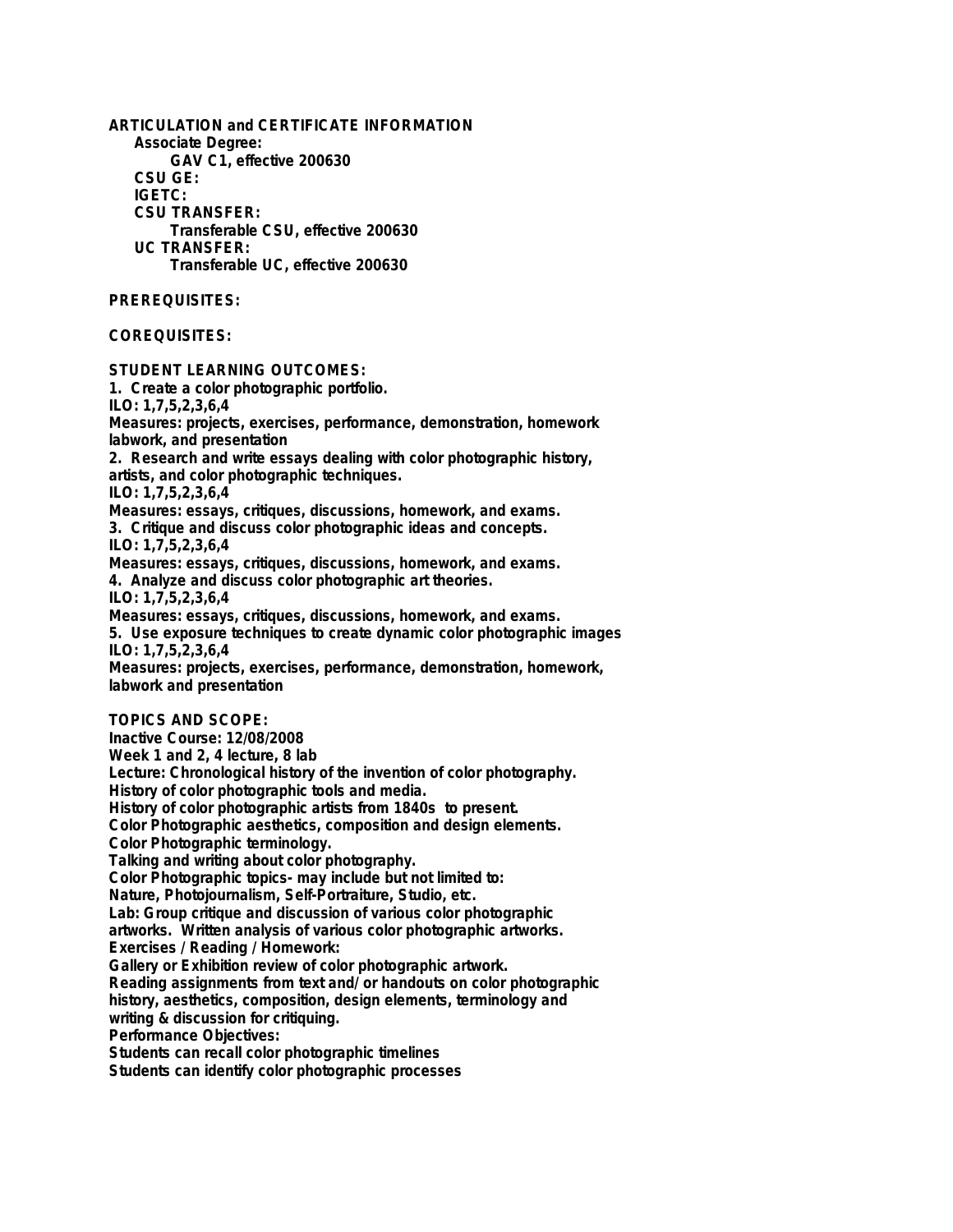**ARTICULATION and CERTIFICATE INFORMATION**

**Associate Degree:**

**GAV C1, effective 200630**

**CSU GE:**

**IGETC:**

**CSU TRANSFER:**

**Transferable CSU, effective 200630**

**UC TRANSFER:**

**Transferable UC, effective 200630**

**PREREQUISITES:**

**COREQUISITES:**

**STUDENT LEARNING OUTCOMES:**

1. Create a color photographic portfolio.
ILO: 1,7,5,2,3,6,4
Measures: projects, exercises, performance, demonstration, homework labwork, and presentation
2. Research and write essays dealing with color photographic history, artists, and color photographic techniques.
ILO: 1,7,5,2,3,6,4
Measures: essays, critiques, discussions, homework, and exams.
3. Critique and discuss color photographic ideas and concepts.
ILO: 1,7,5,2,3,6,4
Measures: essays, critiques, discussions, homework, and exams.
4. Analyze and discuss color photographic art theories.
ILO: 1,7,5,2,3,6,4
Measures: essays, critiques, discussions, homework, and exams.
5. Use exposure techniques to create dynamic color photographic images
ILO: 1,7,5,2,3,6,4
Measures: projects, exercises, performance, demonstration, homework, labwork and presentation

**TOPICS AND SCOPE:**

Inactive Course: 12/08/2008
Week 1 and 2, 4 lecture, 8 lab
Lecture: Chronological history of the invention of color photography.
History of color photographic tools and media.
History of color photographic artists from 1840s to present.
Color Photographic aesthetics, composition and design elements.
Color Photographic terminology.
Talking and writing about color photography.
Color Photographic topics- may include but not limited to:
Nature, Photojournalism, Self-Portraiture, Studio, etc.
Lab: Group critique and discussion of various color photographic artworks. Written analysis of various color photographic artworks.
Exercises / Reading / Homework:
Gallery or Exhibition review of color photographic artwork.
Reading assignments from text and/ or handouts on color photographic history, aesthetics, composition, design elements, terminology and writing & discussion for critiquing.
Performance Objectives:
Students can recall color photographic timelines
Students can identify color photographic processes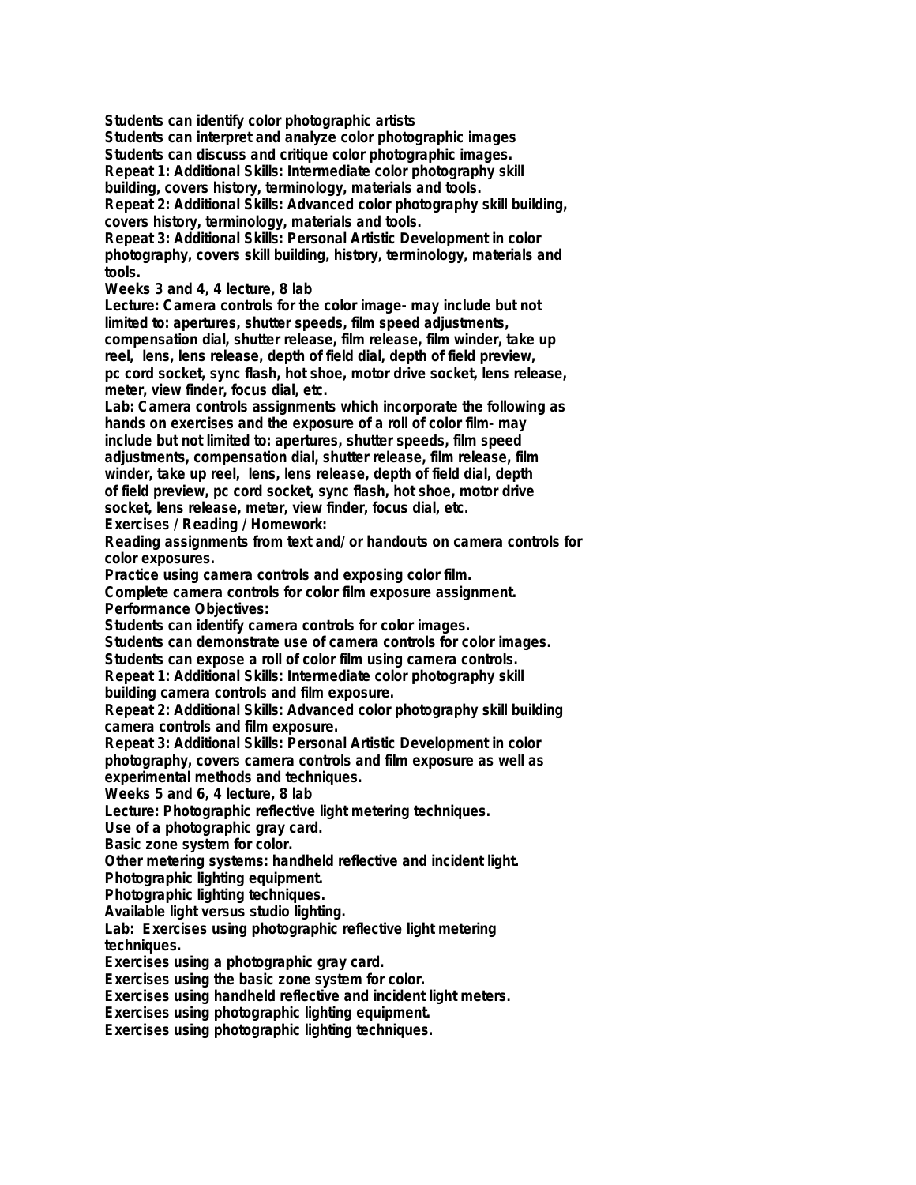Students can identify color photographic artists
Students can interpret and analyze color photographic images
Students can discuss and critique color photographic images.
Repeat 1: Additional Skills: Intermediate color photography skill building, covers history, terminology, materials and tools.
Repeat 2: Additional Skills: Advanced color photography skill building, covers history, terminology, materials and tools.
Repeat 3: Additional Skills: Personal Artistic Development in color photography, covers skill building, history, terminology, materials and tools.
Weeks 3 and 4, 4 lecture, 8 lab
Lecture: Camera controls for the color image- may include but not limited to: apertures, shutter speeds, film speed adjustments, compensation dial, shutter release, film release, film winder, take up reel, lens, lens release, depth of field dial, depth of field preview, pc cord socket, sync flash, hot shoe, motor drive socket, lens release, meter, view finder, focus dial, etc.
Lab: Camera controls assignments which incorporate the following as hands on exercises and the exposure of a roll of color film- may include but not limited to: apertures, shutter speeds, film speed adjustments, compensation dial, shutter release, film release, film winder, take up reel, lens, lens release, depth of field dial, depth of field preview, pc cord socket, sync flash, hot shoe, motor drive socket, lens release, meter, view finder, focus dial, etc.
Exercises / Reading / Homework:
Reading assignments from text and/or handouts on camera controls for color exposures.
Practice using camera controls and exposing color film.
Complete camera controls for color film exposure assignment.
Performance Objectives:
Students can identify camera controls for color images.
Students can demonstrate use of camera controls for color images.
Students can expose a roll of color film using camera controls.
Repeat 1: Additional Skills: Intermediate color photography skill building camera controls and film exposure.
Repeat 2: Additional Skills: Advanced color photography skill building camera controls and film exposure.
Repeat 3: Additional Skills: Personal Artistic Development in color photography, covers camera controls and film exposure as well as experimental methods and techniques.
Weeks 5 and 6, 4 lecture, 8 lab
Lecture: Photographic reflective light metering techniques.
Use of a photographic gray card.
Basic zone system for color.
Other metering systems: handheld reflective and incident light.
Photographic lighting equipment.
Photographic lighting techniques.
Available light versus studio lighting.
Lab: Exercises using photographic reflective light metering techniques.
Exercises using a photographic gray card.
Exercises using the basic zone system for color.
Exercises using handheld reflective and incident light meters.
Exercises using photographic lighting equipment.
Exercises using photographic lighting techniques.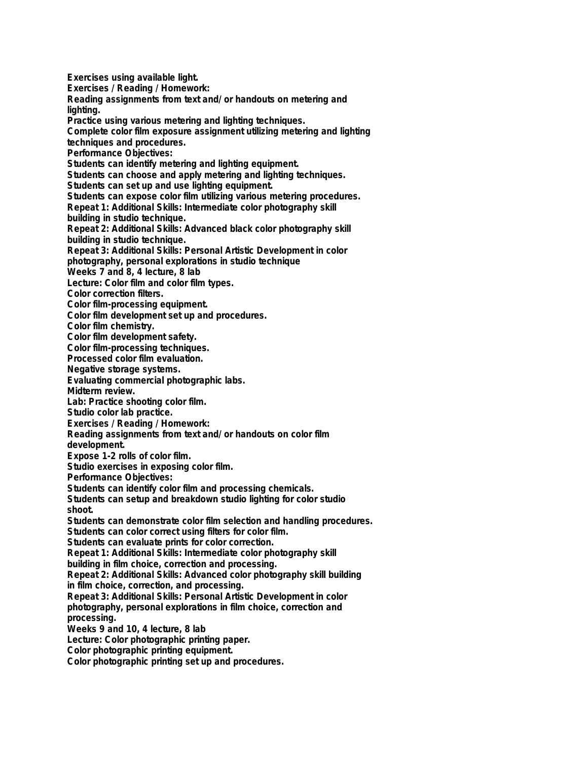Exercises using available light.
Exercises / Reading / Homework:
Reading assignments from text and/ or handouts on metering and lighting.
Practice using various metering and lighting techniques.
Complete color film exposure assignment utilizing metering and lighting techniques and procedures.
Performance Objectives:
Students can identify metering and lighting equipment.
Students can choose and apply metering and lighting techniques.
Students can set up and use lighting equipment.
Students can expose color film utilizing various metering procedures.
Repeat 1: Additional Skills: Intermediate color photography skill building in studio technique.
Repeat 2: Additional Skills: Advanced black color photography skill building in studio technique.
Repeat 3: Additional Skills: Personal Artistic Development in color photography, personal explorations in studio technique
Weeks 7 and 8, 4 lecture, 8 lab
Lecture: Color film and color film types.
Color correction filters.
Color film-processing equipment.
Color film development set up and procedures.
Color film chemistry.
Color film development safety.
Color film-processing techniques.
Processed color film evaluation.
Negative storage systems.
Evaluating commercial photographic labs.
Midterm review.
Lab: Practice shooting color film.
Studio color lab practice.
Exercises / Reading / Homework:
Reading assignments from text and/ or handouts on color film development.
Expose 1-2 rolls of color film.
Studio exercises in exposing color film.
Performance Objectives:
Students can identify color film and processing chemicals.
Students can setup and breakdown studio lighting for color studio shoot.
Students can demonstrate color film selection and handling procedures.
Students can color correct using filters for color film.
Students can evaluate prints for color correction.
Repeat 1: Additional Skills: Intermediate color photography skill building in film choice, correction and processing.
Repeat 2: Additional Skills: Advanced color photography skill building in film choice, correction, and processing.
Repeat 3: Additional Skills: Personal Artistic Development in color photography, personal explorations in film choice, correction and processing.
Weeks 9 and 10, 4 lecture, 8 lab
Lecture: Color photographic printing paper.
Color photographic printing equipment.
Color photographic printing set up and procedures.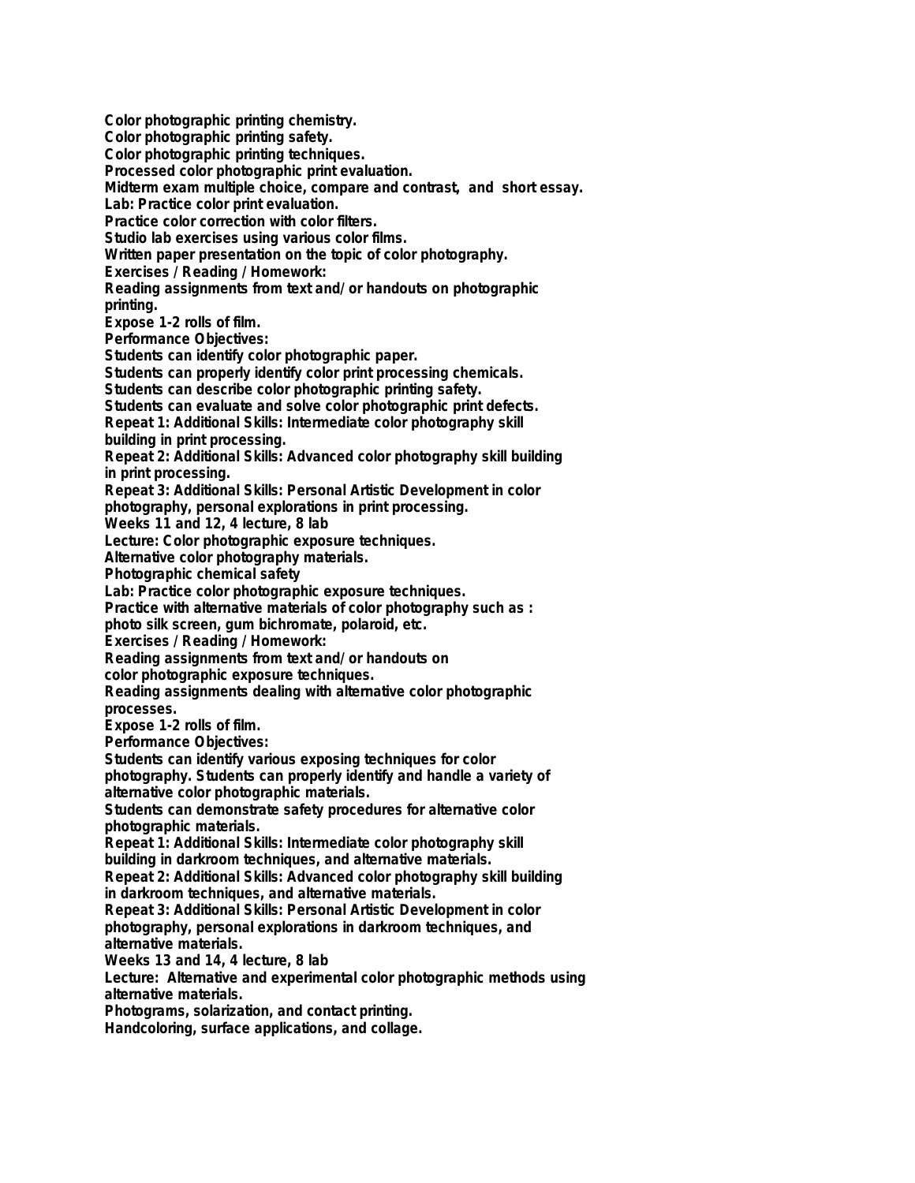**Color photographic printing chemistry.**
**Color photographic printing safety.**
**Color photographic printing techniques.**
**Processed color photographic print evaluation.**
**Midterm exam multiple choice, compare and contrast, and short essay.**
**Lab: Practice color print evaluation.**
**Practice color correction with color filters.**
**Studio lab exercises using various color films.**
**Written paper presentation on the topic of color photography.**
**Exercises / Reading / Homework:**
**Reading assignments from text and/or handouts on photographic printing.**
**Expose 1-2 rolls of film.**
**Performance Objectives:**
**Students can identify color photographic paper.**
**Students can properly identify color print processing chemicals.**
**Students can describe color photographic printing safety.**
**Students can evaluate and solve color photographic print defects.**
**Repeat 1: Additional Skills: Intermediate color photography skill building in print processing.**
**Repeat 2: Additional Skills: Advanced color photography skill building in print processing.**
**Repeat 3: Additional Skills: Personal Artistic Development in color photography, personal explorations in print processing.**
**Weeks 11 and 12, 4 lecture, 8 lab**
**Lecture: Color photographic exposure techniques.**
**Alternative color photography materials.**
**Photographic chemical safety**
**Lab: Practice color photographic exposure techniques.**
**Practice with alternative materials of color photography such as : photo silk screen, gum bichromate, polaroid, etc.**
**Exercises / Reading / Homework:**
**Reading assignments from text and/or handouts on color photographic exposure techniques.**
**Reading assignments dealing with alternative color photographic processes.**
**Expose 1-2 rolls of film.**
**Performance Objectives:**
**Students can identify various exposing techniques for color photography. Students can properly identify and handle a variety of alternative color photographic materials.**
**Students can demonstrate safety procedures for alternative color photographic materials.**
**Repeat 1: Additional Skills: Intermediate color photography skill building in darkroom techniques, and alternative materials.**
**Repeat 2: Additional Skills: Advanced color photography skill building in darkroom techniques, and alternative materials.**
**Repeat 3: Additional Skills: Personal Artistic Development in color photography, personal explorations in darkroom techniques, and alternative materials.**
**Weeks 13 and 14, 4 lecture, 8 lab**
**Lecture: Alternative and experimental color photographic methods using alternative materials.**
**Photograms, solarization, and contact printing.**
**Handcoloring, surface applications, and collage.**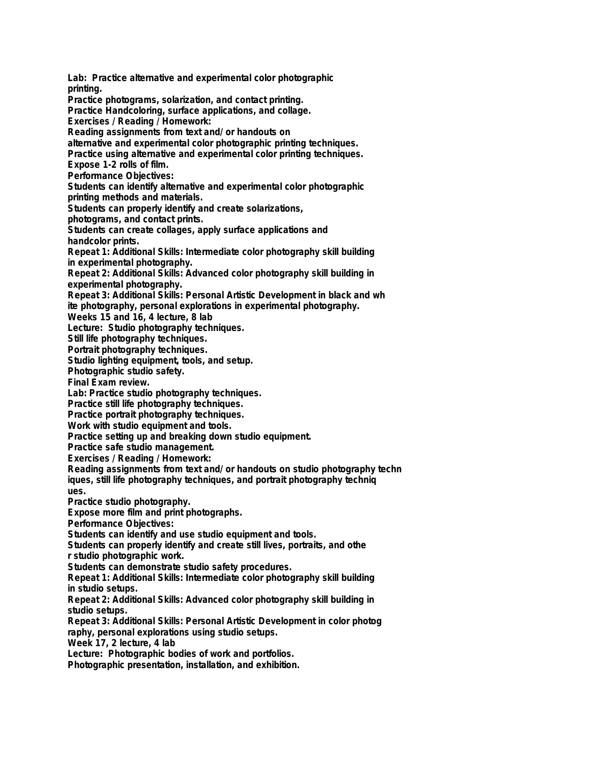Lab: Practice alternative and experimental color photographic printing.
Practice photograms, solarization, and contact printing.
Practice Handcoloring, surface applications, and collage.
Exercises / Reading / Homework:
Reading assignments from text and/ or handouts on alternative and experimental color photographic printing techniques.
Practice using alternative and experimental color printing techniques.
Expose 1-2 rolls of film.
Performance Objectives:
Students can identify alternative and experimental color photographic printing methods and materials.
Students can properly identify and create solarizations, photograms, and contact prints.
Students can create collages, apply surface applications and handcolor prints.
Repeat 1: Additional Skills: Intermediate color photography skill building in experimental photography.
Repeat 2: Additional Skills: Advanced color photography skill building in experimental photography.
Repeat 3: Additional Skills: Personal Artistic Development in black and white photography, personal explorations in experimental photography.
Weeks 15 and 16, 4 lecture, 8 lab
Lecture: Studio photography techniques.
Still life photography techniques.
Portrait photography techniques.
Studio lighting equipment, tools, and setup.
Photographic studio safety.
Final Exam review.
Lab: Practice studio photography techniques.
Practice still life photography techniques.
Practice portrait photography techniques.
Work with studio equipment and tools.
Practice setting up and breaking down studio equipment.
Practice safe studio management.
Exercises / Reading / Homework:
Reading assignments from text and/ or handouts on studio photography techniques, still life photography techniques, and portrait photography techniques.
Practice studio photography.
Expose more film and print photographs.
Performance Objectives:
Students can identify and use studio equipment and tools.
Students can properly identify and create still lives, portraits, and other studio photographic work.
Students can demonstrate studio safety procedures.
Repeat 1: Additional Skills: Intermediate color photography skill building in studio setups.
Repeat 2: Additional Skills: Advanced color photography skill building in studio setups.
Repeat 3: Additional Skills: Personal Artistic Development in color photography, personal explorations using studio setups.
Week 17, 2 lecture, 4 lab
Lecture: Photographic bodies of work and portfolios.
Photographic presentation, installation, and exhibition.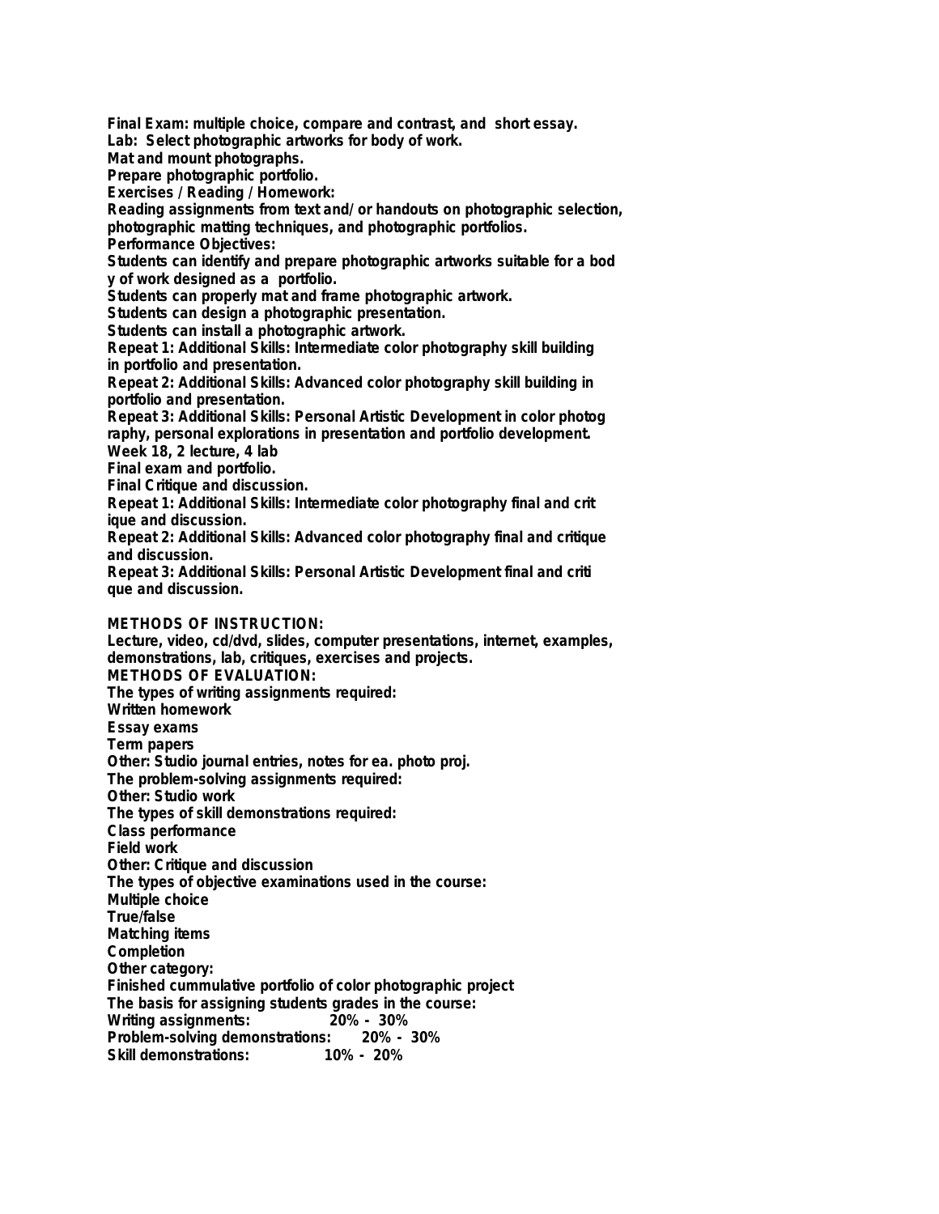Final Exam: multiple choice, compare and contrast, and short essay.
Lab: Select photographic artworks for body of work.
Mat and mount photographs.
Prepare photographic portfolio.
Exercises / Reading / Homework:
Reading assignments from text and/ or handouts on photographic selection, photographic matting techniques, and photographic portfolios.
Performance Objectives:
Students can identify and prepare photographic artworks suitable for a bod y of work designed as a portfolio.
Students can properly mat and frame photographic artwork.
Students can design a photographic presentation.
Students can install a photographic artwork.
Repeat 1: Additional Skills: Intermediate color photography skill building in portfolio and presentation.
Repeat 2: Additional Skills: Advanced color photography skill building in portfolio and presentation.
Repeat 3: Additional Skills: Personal Artistic Development in color photog raphy, personal explorations in presentation and portfolio development.
Week 18, 2 lecture, 4 lab
Final exam and portfolio.
Final Critique and discussion.
Repeat 1: Additional Skills: Intermediate color photography final and crit ique and discussion.
Repeat 2: Additional Skills: Advanced color photography final and critique and discussion.
Repeat 3: Additional Skills: Personal Artistic Development final and criti que and discussion.

## METHODS OF INSTRUCTION:

Lecture, video, cd/dvd, slides, computer presentations, internet, examples, demonstrations, lab, critiques, exercises and projects.

## METHODS OF EVALUATION:

The types of writing assignments required:
Written homework
Essay exams
Term papers
Other: Studio journal entries, notes for ea. photo proj.
The problem-solving assignments required:
Other: Studio work
The types of skill demonstrations required:
Class performance
Field work
Other: Critique and discussion
The types of objective examinations used in the course:
Multiple choice
True/false
Matching items
Completion
Other category:
Finished cummulative portfolio of color photographic project
The basis for assigning students grades in the course:
Writing assignments: 20% - 30%
Problem-solving demonstrations: 20% - 30%
Skill demonstrations: 10% - 20%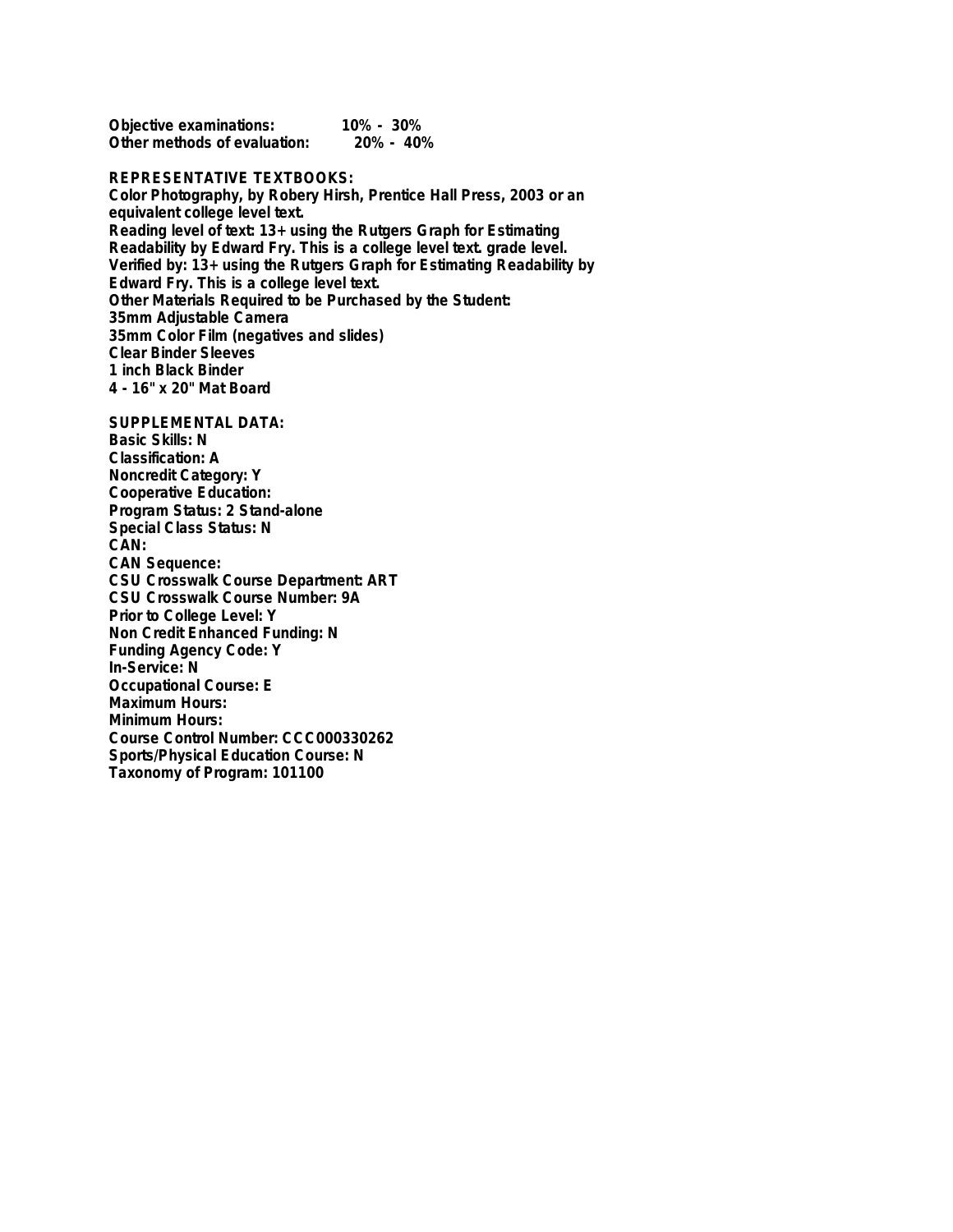**Objective examinations: 10% - 30%**
**Other methods of evaluation: 20% - 40%**

**REPRESENTATIVE TEXTBOOKS:**

**Color Photography, by Robery Hirsh, Prentice Hall Press, 2003 or an equivalent college level text.**
**Reading level of text: 13+ using the Rutgers Graph for Estimating Readability by Edward Fry. This is a college level text. grade level.**
**Verified by: 13+ using the Rutgers Graph for Estimating Readability by Edward Fry. This is a college level text.**
**Other Materials Required to be Purchased by the Student:**
**35mm Adjustable Camera**
**35mm Color Film (negatives and slides)**
**Clear Binder Sleeves**
**1 inch Black Binder**
**4 - 16" x 20" Mat Board**

**SUPPLEMENTAL DATA:**

**Basic Skills: N**
**Classification: A**
**Noncredit Category: Y**
**Cooperative Education:**
**Program Status: 2 Stand-alone**
**Special Class Status: N**
**CAN:**
**CAN Sequence:**
**CSU Crosswalk Course Department: ART**
**CSU Crosswalk Course Number: 9A**
**Prior to College Level: Y**
**Non Credit Enhanced Funding: N**
**Funding Agency Code: Y**
**In-Service: N**
**Occupational Course: E**
**Maximum Hours:**
**Minimum Hours:**
**Course Control Number: CCC000330262**
**Sports/Physical Education Course: N**
**Taxonomy of Program: 101100**